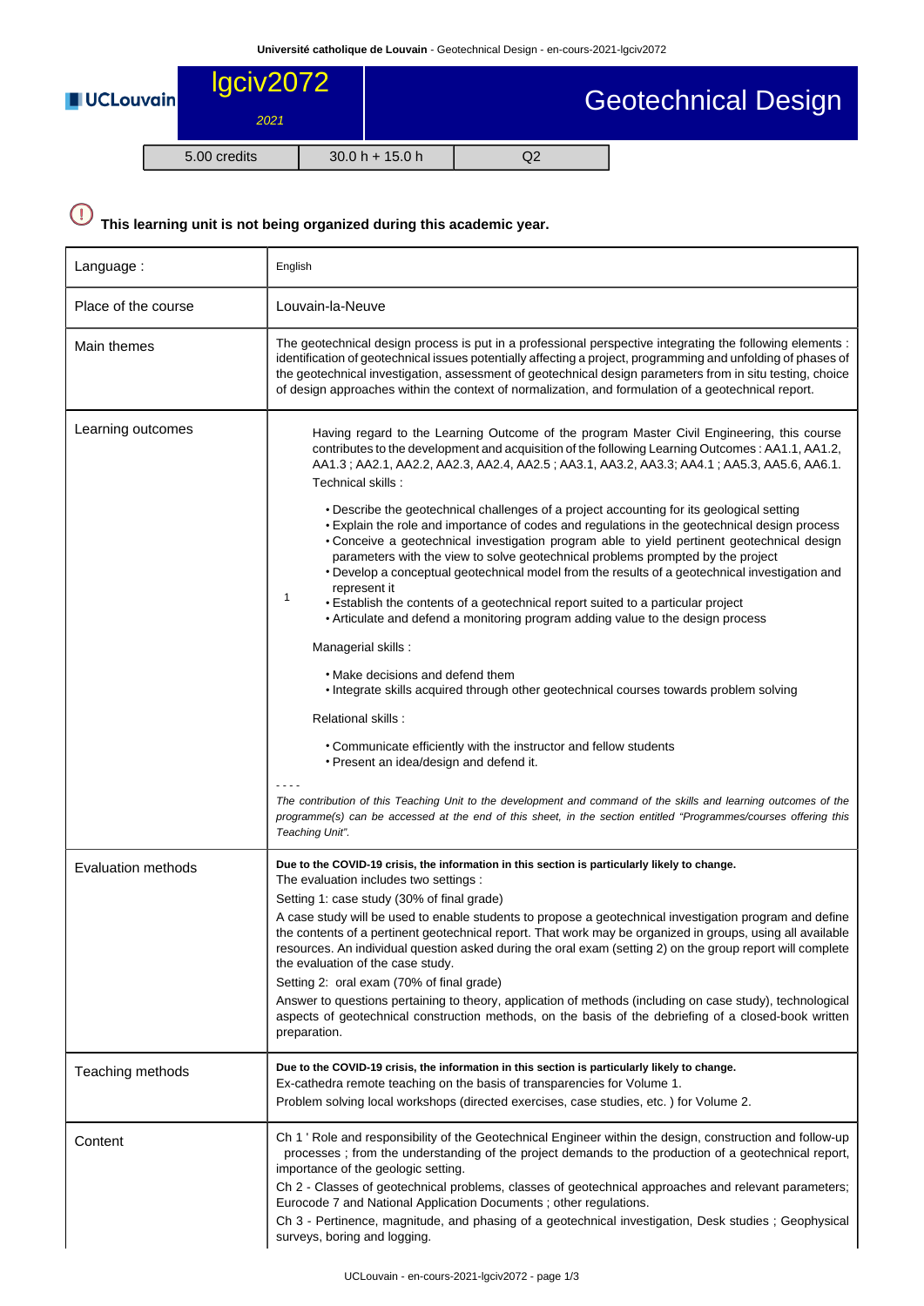# lgciv2072 — Geotechnical Design

2021

| 5.00 credits | 30.0 h + 15.0 h | Q2 |
|---|---|---|

**This learning unit is not being organized during this academic year.**

| | |
|---|---|
| Language : | English |
| Place of the course | Louvain-la-Neuve |
| Main themes | The geotechnical design process is put in a professional perspective integrating the following elements : identification of geotechnical issues potentially affecting a project, programming and unfolding of phases of the geotechnical investigation, assessment of geotechnical design parameters from in situ testing, choice of design approaches within the context of normalization, and formulation of a geotechnical report. |
| Learning outcomes | 1 — Having regard to the Learning Outcome of the program Master Civil Engineering, this course contributes to the development and acquisition of the following Learning Outcomes : AA1.1, AA1.2, AA1.3 ; AA2.1, AA2.2, AA2.3, AA2.4, AA2.5 ; AA3.1, AA3.2, AA3.3; AA4.1 ; AA5.3, AA5.6, AA6.1.<br>Technical skills :<br>• Describe the geotechnical challenges of a project accounting for its geological setting<br>• Explain the role and importance of codes and regulations in the geotechnical design process<br>• Conceive a geotechnical investigation program able to yield pertinent geotechnical design parameters with the view to solve geotechnical problems prompted by the project<br>• Develop a conceptual geotechnical model from the results of a geotechnical investigation and represent it<br>• Establish the contents of a geotechnical report suited to a particular project<br>• Articulate and defend a monitoring program adding value to the design process<br>Managerial skills :<br>• Make decisions and defend them<br>• Integrate skills acquired through other geotechnical courses towards problem solving<br>Relational skills :<br>• Communicate efficiently with the instructor and fellow students<br>• Present an idea/design and defend it.<br>- - - -<br>*The contribution of this Teaching Unit to the development and command of the skills and learning outcomes of the programme(s) can be accessed at the end of this sheet, in the section entitled "Programmes/courses offering this Teaching Unit".* |
| Evaluation methods | **Due to the COVID-19 crisis, the information in this section is particularly likely to change.**<br>The evaluation includes two settings :<br>Setting 1: case study (30% of final grade)<br>A case study will be used to enable students to propose a geotechnical investigation program and define the contents of a pertinent geotechnical report. That work may be organized in groups, using all available resources. An individual question asked during the oral exam (setting 2) on the group report will complete the evaluation of the case study.<br>Setting 2: oral exam (70% of final grade)<br>Answer to questions pertaining to theory, application of methods (including on case study), technological aspects of geotechnical construction methods, on the basis of the debriefing of a closed-book written preparation. |
| Teaching methods | **Due to the COVID-19 crisis, the information in this section is particularly likely to change.**<br>Ex-cathedra remote teaching on the basis of transparencies for Volume 1.<br>Problem solving local workshops (directed exercises, case studies, etc. ) for Volume 2. |
| Content | Ch 1 ' Role and responsibility of the Geotechnical Engineer within the design, construction and follow-up processes ; from the understanding of the project demands to the production of a geotechnical report, importance of the geologic setting.<br>Ch 2 - Classes of geotechnical problems, classes of geotechnical approaches and relevant parameters; Eurocode 7 and National Application Documents ; other regulations.<br>Ch 3 - Pertinence, magnitude, and phasing of a geotechnical investigation, Desk studies ; Geophysical surveys, boring and logging. |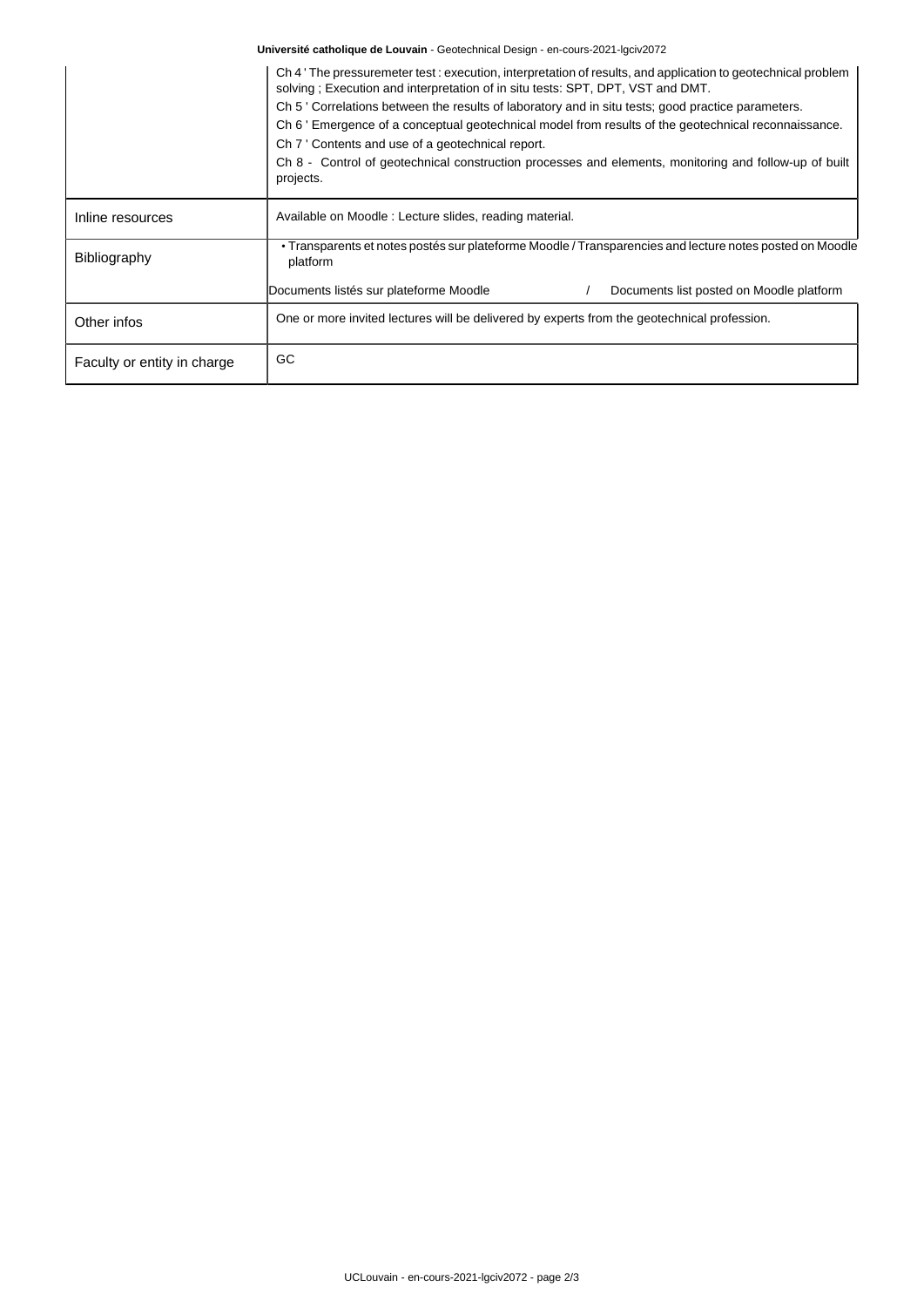| | |
|---|---|
| | Ch 4 ' The pressuremeter test : execution, interpretation of results, and application to geotechnical problem solving ; Execution and interpretation of in situ tests: SPT, DPT, VST and DMT.<br>Ch 5 ' Correlations between the results of laboratory and in situ tests; good practice parameters.<br>Ch 6 ' Emergence of a conceptual geotechnical model from results of the geotechnical reconnaissance.<br>Ch 7 ' Contents and use of a geotechnical report.<br>Ch 8 - Control of geotechnical construction processes and elements, monitoring and follow-up of built projects. |
| Inline resources | Available on Moodle : Lecture slides, reading material. |
| Bibliography | • Transparents et notes postés sur plateforme Moodle / Transparencies and lecture notes posted on Moodle platform<br><br>Documents listés sur plateforme Moodle / Documents list posted on Moodle platform |
| Other infos | One or more invited lectures will be delivered by experts from the geotechnical profession. |
| Faculty or entity in charge | GC |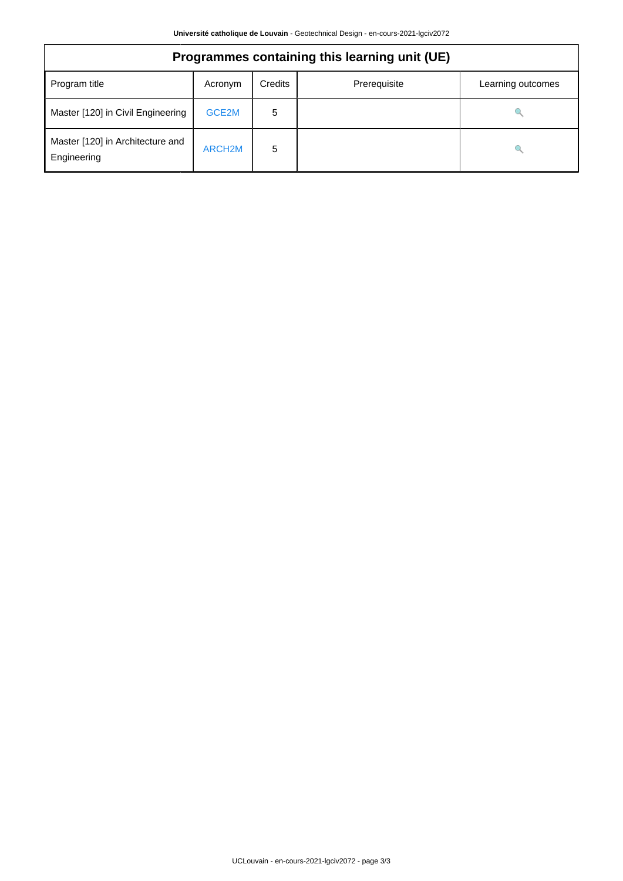## Programmes containing this learning unit (UE)

| Program title | Acronym | Credits | Prerequisite | Learning outcomes |
|---|---|---|---|---|
| Master [120] in Civil Engineering | GCE2M | 5 | | |
| Master [120] in Architecture and Engineering | ARCH2M | 5 | | |